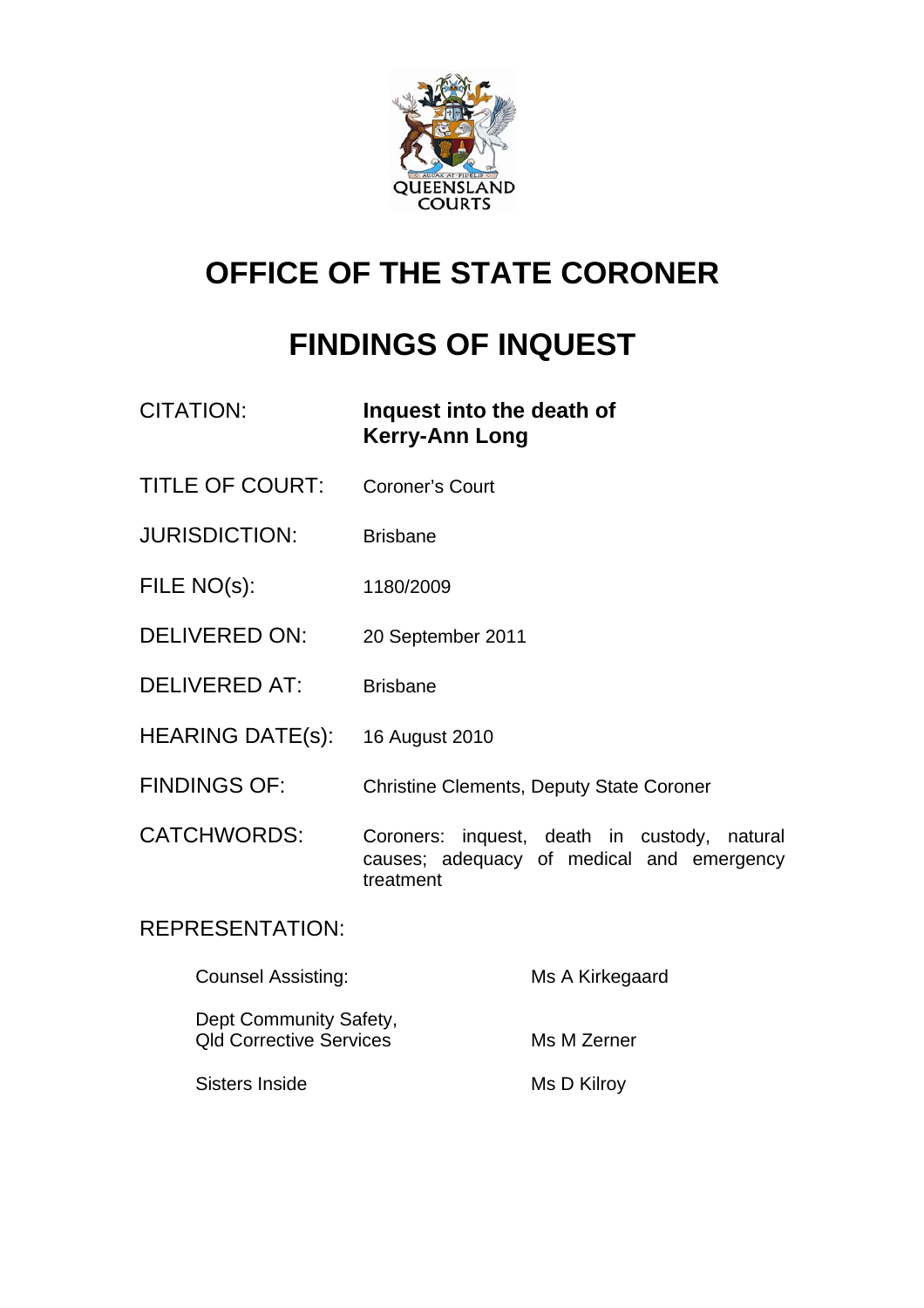QUEENSLAND COURTS

# OFFICE OF THE STATE CORONER

# FINDINGS OF INQUEST

| | |
|---|---|
| CITATION: | **Inquest into the death of Kerry-Ann Long** |
| TITLE OF COURT: | Coroner's Court |
| JURISDICTION: | Brisbane |
| FILE NO(s): | 1180/2009 |
| DELIVERED ON: | 20 September 2011 |
| DELIVERED AT: | Brisbane |
| HEARING DATE(s): | 16 August 2010 |
| FINDINGS OF: | Christine Clements, Deputy State Coroner |
| CATCHWORDS: | Coroners: inquest, death in custody, natural causes; adequacy of medical and emergency treatment |

REPRESENTATION:

| | |
|---|---|
| Counsel Assisting: | Ms A Kirkegaard |
| Dept Community Safety, Qld Corrective Services | Ms M Zerner |
| Sisters Inside | Ms D Kilroy |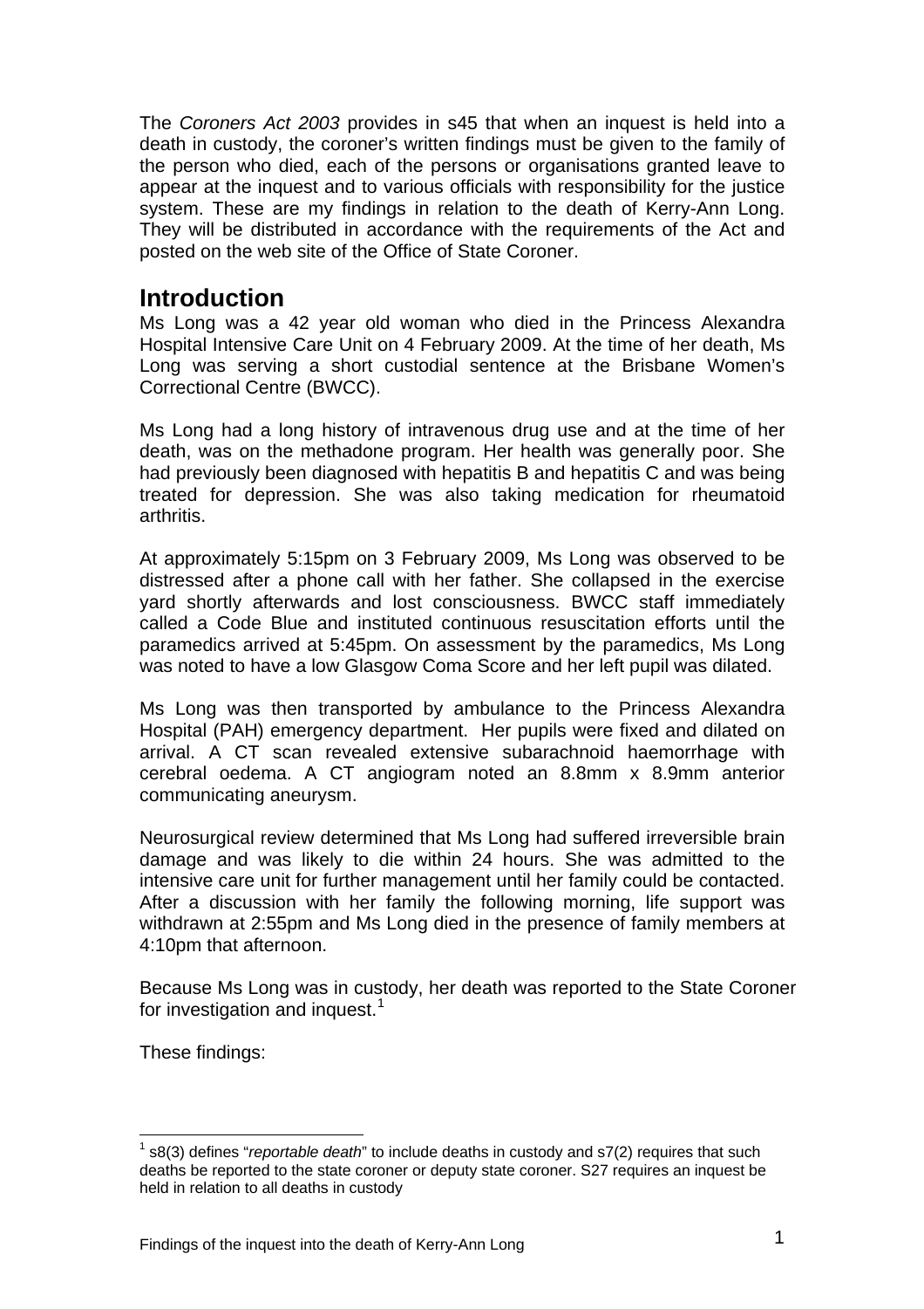The *Coroners Act 2003* provides in s45 that when an inquest is held into a death in custody, the coroner's written findings must be given to the family of the person who died, each of the persons or organisations granted leave to appear at the inquest and to various officials with responsibility for the justice system. These are my findings in relation to the death of Kerry-Ann Long. They will be distributed in accordance with the requirements of the Act and posted on the web site of the Office of State Coroner.

## Introduction

Ms Long was a 42 year old woman who died in the Princess Alexandra Hospital Intensive Care Unit on 4 February 2009. At the time of her death, Ms Long was serving a short custodial sentence at the Brisbane Women's Correctional Centre (BWCC).

Ms Long had a long history of intravenous drug use and at the time of her death, was on the methadone program. Her health was generally poor. She had previously been diagnosed with hepatitis B and hepatitis C and was being treated for depression. She was also taking medication for rheumatoid arthritis.

At approximately 5:15pm on 3 February 2009, Ms Long was observed to be distressed after a phone call with her father. She collapsed in the exercise yard shortly afterwards and lost consciousness. BWCC staff immediately called a Code Blue and instituted continuous resuscitation efforts until the paramedics arrived at 5:45pm. On assessment by the paramedics, Ms Long was noted to have a low Glasgow Coma Score and her left pupil was dilated.

Ms Long was then transported by ambulance to the Princess Alexandra Hospital (PAH) emergency department. Her pupils were fixed and dilated on arrival. A CT scan revealed extensive subarachnoid haemorrhage with cerebral oedema. A CT angiogram noted an 8.8mm x 8.9mm anterior communicating aneurysm.

Neurosurgical review determined that Ms Long had suffered irreversible brain damage and was likely to die within 24 hours. She was admitted to the intensive care unit for further management until her family could be contacted. After a discussion with her family the following morning, life support was withdrawn at 2:55pm and Ms Long died in the presence of family members at 4:10pm that afternoon.

Because Ms Long was in custody, her death was reported to the State Coroner for investigation and inquest.[1]

These findings:

[1] s8(3) defines "*reportable death*" to include deaths in custody and s7(2) requires that such deaths be reported to the state coroner or deputy state coroner. S27 requires an inquest be held in relation to all deaths in custody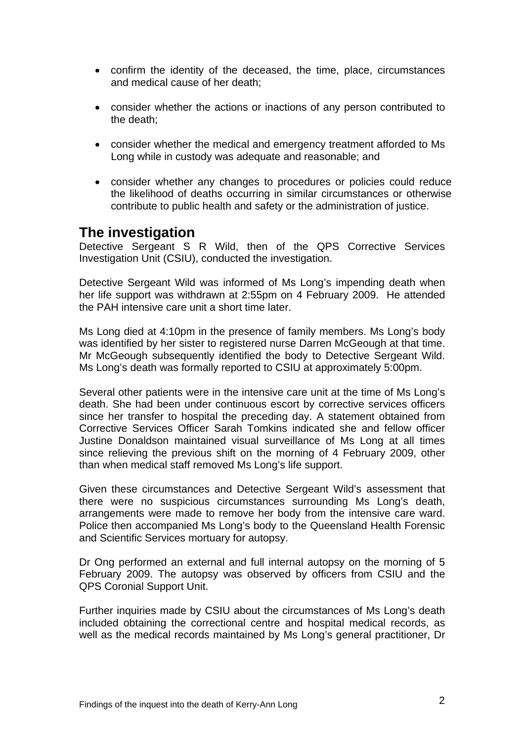- confirm the identity of the deceased, the time, place, circumstances and medical cause of her death;
- consider whether the actions or inactions of any person contributed to the death;
- consider whether the medical and emergency treatment afforded to Ms Long while in custody was adequate and reasonable; and
- consider whether any changes to procedures or policies could reduce the likelihood of deaths occurring in similar circumstances or otherwise contribute to public health and safety or the administration of justice.

## The investigation

Detective Sergeant S R Wild, then of the QPS Corrective Services Investigation Unit (CSIU), conducted the investigation.

Detective Sergeant Wild was informed of Ms Long's impending death when her life support was withdrawn at 2:55pm on 4 February 2009. He attended the PAH intensive care unit a short time later.

Ms Long died at 4:10pm in the presence of family members. Ms Long's body was identified by her sister to registered nurse Darren McGeough at that time. Mr McGeough subsequently identified the body to Detective Sergeant Wild. Ms Long's death was formally reported to CSIU at approximately 5:00pm.

Several other patients were in the intensive care unit at the time of Ms Long's death. She had been under continuous escort by corrective services officers since her transfer to hospital the preceding day. A statement obtained from Corrective Services Officer Sarah Tomkins indicated she and fellow officer Justine Donaldson maintained visual surveillance of Ms Long at all times since relieving the previous shift on the morning of 4 February 2009, other than when medical staff removed Ms Long's life support.

Given these circumstances and Detective Sergeant Wild's assessment that there were no suspicious circumstances surrounding Ms Long's death, arrangements were made to remove her body from the intensive care ward. Police then accompanied Ms Long's body to the Queensland Health Forensic and Scientific Services mortuary for autopsy.

Dr Ong performed an external and full internal autopsy on the morning of 5 February 2009. The autopsy was observed by officers from CSIU and the QPS Coronial Support Unit.

Further inquiries made by CSIU about the circumstances of Ms Long's death included obtaining the correctional centre and hospital medical records, as well as the medical records maintained by Ms Long's general practitioner, Dr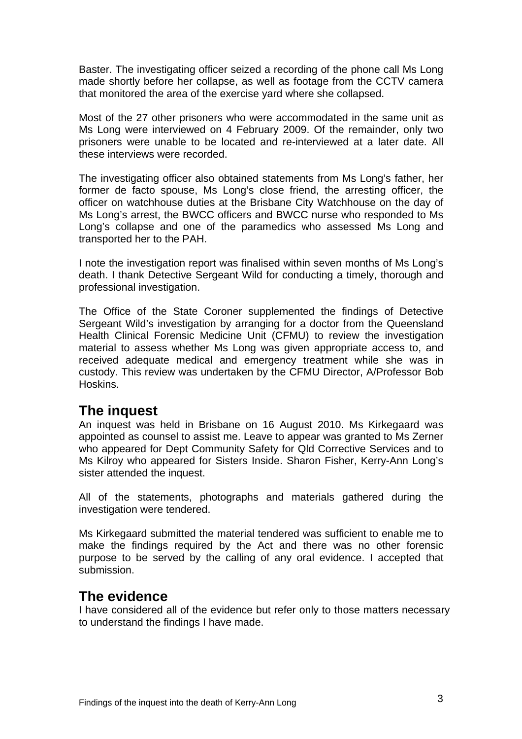Baster. The investigating officer seized a recording of the phone call Ms Long made shortly before her collapse, as well as footage from the CCTV camera that monitored the area of the exercise yard where she collapsed.

Most of the 27 other prisoners who were accommodated in the same unit as Ms Long were interviewed on 4 February 2009. Of the remainder, only two prisoners were unable to be located and re-interviewed at a later date. All these interviews were recorded.

The investigating officer also obtained statements from Ms Long's father, her former de facto spouse, Ms Long's close friend, the arresting officer, the officer on watchhouse duties at the Brisbane City Watchhouse on the day of Ms Long's arrest, the BWCC officers and BWCC nurse who responded to Ms Long's collapse and one of the paramedics who assessed Ms Long and transported her to the PAH.

I note the investigation report was finalised within seven months of Ms Long's death. I thank Detective Sergeant Wild for conducting a timely, thorough and professional investigation.

The Office of the State Coroner supplemented the findings of Detective Sergeant Wild's investigation by arranging for a doctor from the Queensland Health Clinical Forensic Medicine Unit (CFMU) to review the investigation material to assess whether Ms Long was given appropriate access to, and received adequate medical and emergency treatment while she was in custody. This review was undertaken by the CFMU Director, A/Professor Bob Hoskins.

## The inquest

An inquest was held in Brisbane on 16 August 2010. Ms Kirkegaard was appointed as counsel to assist me. Leave to appear was granted to Ms Zerner who appeared for Dept Community Safety for Qld Corrective Services and to Ms Kilroy who appeared for Sisters Inside. Sharon Fisher, Kerry-Ann Long's sister attended the inquest.

All of the statements, photographs and materials gathered during the investigation were tendered.

Ms Kirkegaard submitted the material tendered was sufficient to enable me to make the findings required by the Act and there was no other forensic purpose to be served by the calling of any oral evidence. I accepted that submission.

## The evidence

I have considered all of the evidence but refer only to those matters necessary to understand the findings I have made.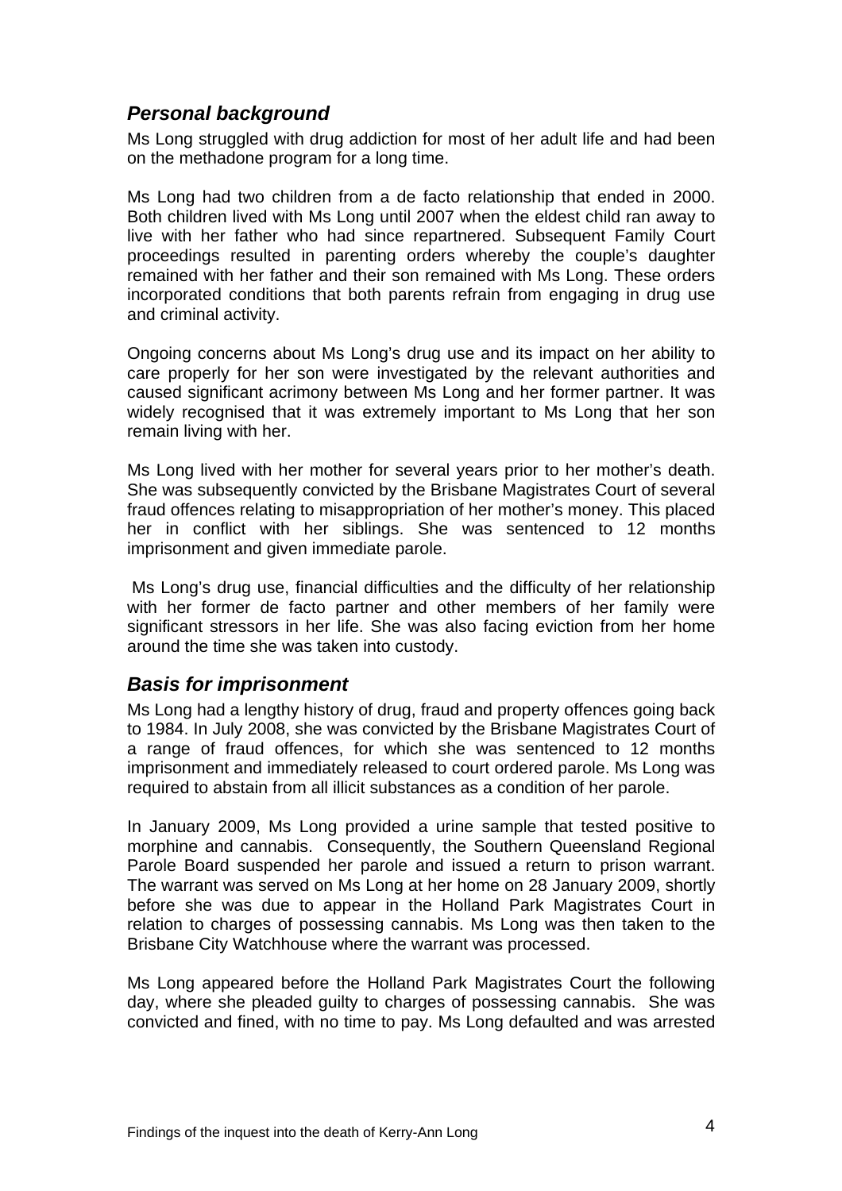## *Personal background*

Ms Long struggled with drug addiction for most of her adult life and had been on the methadone program for a long time.

Ms Long had two children from a de facto relationship that ended in 2000. Both children lived with Ms Long until 2007 when the eldest child ran away to live with her father who had since repartnered. Subsequent Family Court proceedings resulted in parenting orders whereby the couple's daughter remained with her father and their son remained with Ms Long. These orders incorporated conditions that both parents refrain from engaging in drug use and criminal activity.

Ongoing concerns about Ms Long's drug use and its impact on her ability to care properly for her son were investigated by the relevant authorities and caused significant acrimony between Ms Long and her former partner. It was widely recognised that it was extremely important to Ms Long that her son remain living with her.

Ms Long lived with her mother for several years prior to her mother's death. She was subsequently convicted by the Brisbane Magistrates Court of several fraud offences relating to misappropriation of her mother's money. This placed her in conflict with her siblings. She was sentenced to 12 months imprisonment and given immediate parole.

Ms Long's drug use, financial difficulties and the difficulty of her relationship with her former de facto partner and other members of her family were significant stressors in her life. She was also facing eviction from her home around the time she was taken into custody.

## *Basis for imprisonment*

Ms Long had a lengthy history of drug, fraud and property offences going back to 1984. In July 2008, she was convicted by the Brisbane Magistrates Court of a range of fraud offences, for which she was sentenced to 12 months imprisonment and immediately released to court ordered parole. Ms Long was required to abstain from all illicit substances as a condition of her parole.

In January 2009, Ms Long provided a urine sample that tested positive to morphine and cannabis. Consequently, the Southern Queensland Regional Parole Board suspended her parole and issued a return to prison warrant. The warrant was served on Ms Long at her home on 28 January 2009, shortly before she was due to appear in the Holland Park Magistrates Court in relation to charges of possessing cannabis. Ms Long was then taken to the Brisbane City Watchhouse where the warrant was processed.

Ms Long appeared before the Holland Park Magistrates Court the following day, where she pleaded guilty to charges of possessing cannabis. She was convicted and fined, with no time to pay. Ms Long defaulted and was arrested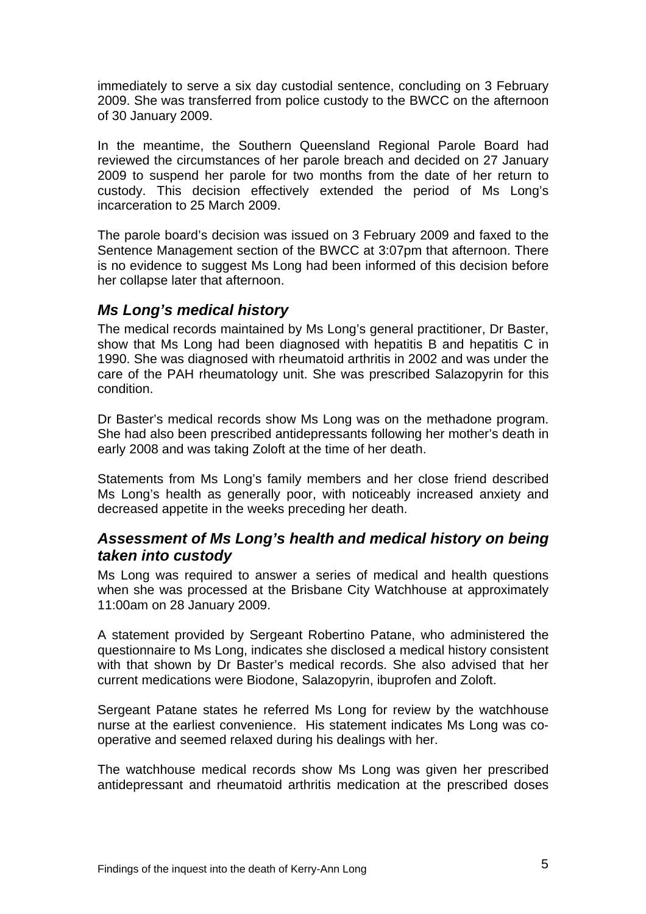immediately to serve a six day custodial sentence, concluding on 3 February 2009. She was transferred from police custody to the BWCC on the afternoon of 30 January 2009.

In the meantime, the Southern Queensland Regional Parole Board had reviewed the circumstances of her parole breach and decided on 27 January 2009 to suspend her parole for two months from the date of her return to custody. This decision effectively extended the period of Ms Long's incarceration to 25 March 2009.

The parole board's decision was issued on 3 February 2009 and faxed to the Sentence Management section of the BWCC at 3:07pm that afternoon. There is no evidence to suggest Ms Long had been informed of this decision before her collapse later that afternoon.

## *Ms Long's medical history*

The medical records maintained by Ms Long's general practitioner, Dr Baster, show that Ms Long had been diagnosed with hepatitis B and hepatitis C in 1990. She was diagnosed with rheumatoid arthritis in 2002 and was under the care of the PAH rheumatology unit. She was prescribed Salazopyrin for this condition.

Dr Baster's medical records show Ms Long was on the methadone program. She had also been prescribed antidepressants following her mother's death in early 2008 and was taking Zoloft at the time of her death.

Statements from Ms Long's family members and her close friend described Ms Long's health as generally poor, with noticeably increased anxiety and decreased appetite in the weeks preceding her death.

## *Assessment of Ms Long's health and medical history on being taken into custody*

Ms Long was required to answer a series of medical and health questions when she was processed at the Brisbane City Watchhouse at approximately 11:00am on 28 January 2009.

A statement provided by Sergeant Robertino Patane, who administered the questionnaire to Ms Long, indicates she disclosed a medical history consistent with that shown by Dr Baster's medical records. She also advised that her current medications were Biodone, Salazopyrin, ibuprofen and Zoloft.

Sergeant Patane states he referred Ms Long for review by the watchhouse nurse at the earliest convenience. His statement indicates Ms Long was co-operative and seemed relaxed during his dealings with her.

The watchhouse medical records show Ms Long was given her prescribed antidepressant and rheumatoid arthritis medication at the prescribed doses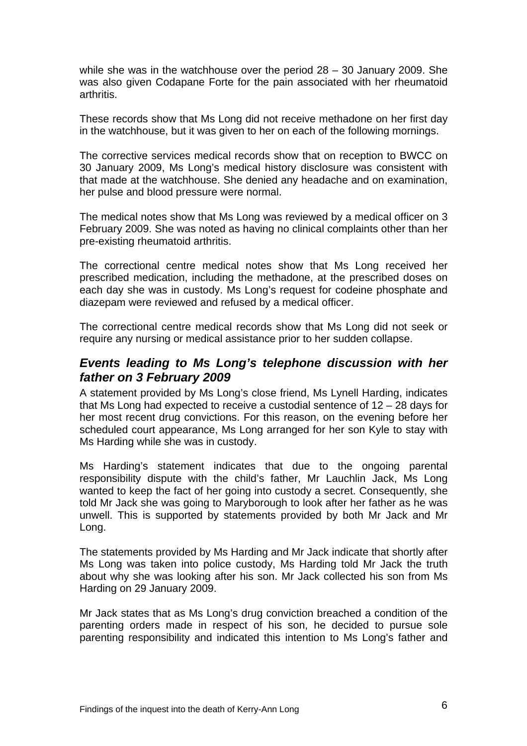while she was in the watchhouse over the period 28 – 30 January 2009. She was also given Codapane Forte for the pain associated with her rheumatoid arthritis.

These records show that Ms Long did not receive methadone on her first day in the watchhouse, but it was given to her on each of the following mornings.

The corrective services medical records show that on reception to BWCC on 30 January 2009, Ms Long's medical history disclosure was consistent with that made at the watchhouse. She denied any headache and on examination, her pulse and blood pressure were normal.

The medical notes show that Ms Long was reviewed by a medical officer on 3 February 2009. She was noted as having no clinical complaints other than her pre-existing rheumatoid arthritis.

The correctional centre medical notes show that Ms Long received her prescribed medication, including the methadone, at the prescribed doses on each day she was in custody. Ms Long's request for codeine phosphate and diazepam were reviewed and refused by a medical officer.

The correctional centre medical records show that Ms Long did not seek or require any nursing or medical assistance prior to her sudden collapse.

## *Events leading to Ms Long's telephone discussion with her father on 3 February 2009*

A statement provided by Ms Long's close friend, Ms Lynell Harding, indicates that Ms Long had expected to receive a custodial sentence of 12 – 28 days for her most recent drug convictions. For this reason, on the evening before her scheduled court appearance, Ms Long arranged for her son Kyle to stay with Ms Harding while she was in custody.

Ms Harding's statement indicates that due to the ongoing parental responsibility dispute with the child's father, Mr Lauchlin Jack, Ms Long wanted to keep the fact of her going into custody a secret. Consequently, she told Mr Jack she was going to Maryborough to look after her father as he was unwell. This is supported by statements provided by both Mr Jack and Mr Long.

The statements provided by Ms Harding and Mr Jack indicate that shortly after Ms Long was taken into police custody, Ms Harding told Mr Jack the truth about why she was looking after his son. Mr Jack collected his son from Ms Harding on 29 January 2009.

Mr Jack states that as Ms Long's drug conviction breached a condition of the parenting orders made in respect of his son, he decided to pursue sole parenting responsibility and indicated this intention to Ms Long's father and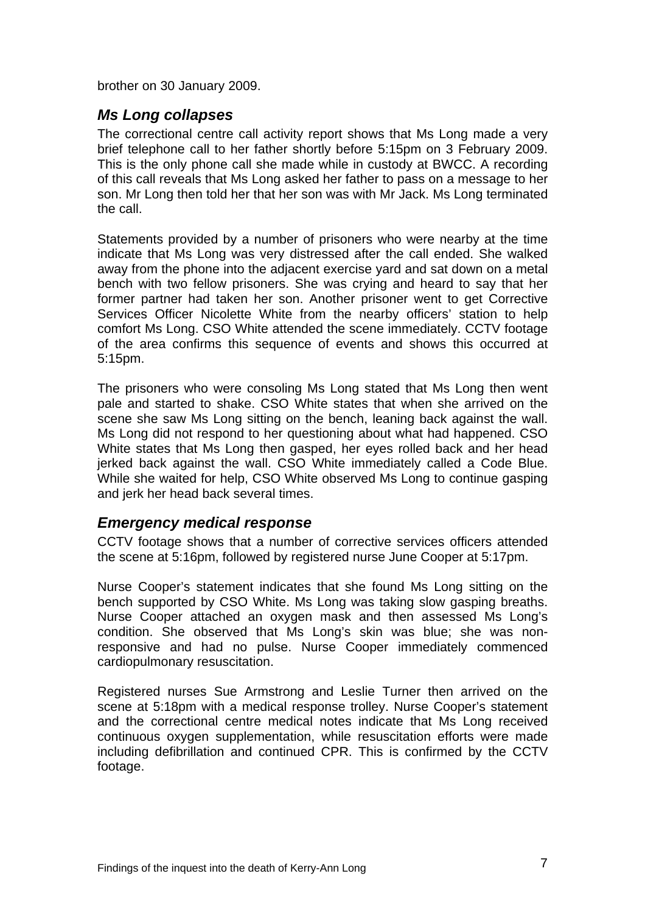brother on 30 January 2009.

## *Ms Long collapses*

The correctional centre call activity report shows that Ms Long made a very brief telephone call to her father shortly before 5:15pm on 3 February 2009. This is the only phone call she made while in custody at BWCC. A recording of this call reveals that Ms Long asked her father to pass on a message to her son. Mr Long then told her that her son was with Mr Jack. Ms Long terminated the call.

Statements provided by a number of prisoners who were nearby at the time indicate that Ms Long was very distressed after the call ended. She walked away from the phone into the adjacent exercise yard and sat down on a metal bench with two fellow prisoners. She was crying and heard to say that her former partner had taken her son. Another prisoner went to get Corrective Services Officer Nicolette White from the nearby officers' station to help comfort Ms Long. CSO White attended the scene immediately. CCTV footage of the area confirms this sequence of events and shows this occurred at 5:15pm.

The prisoners who were consoling Ms Long stated that Ms Long then went pale and started to shake. CSO White states that when she arrived on the scene she saw Ms Long sitting on the bench, leaning back against the wall. Ms Long did not respond to her questioning about what had happened. CSO White states that Ms Long then gasped, her eyes rolled back and her head jerked back against the wall. CSO White immediately called a Code Blue. While she waited for help, CSO White observed Ms Long to continue gasping and jerk her head back several times.

## *Emergency medical response*

CCTV footage shows that a number of corrective services officers attended the scene at 5:16pm, followed by registered nurse June Cooper at 5:17pm.

Nurse Cooper's statement indicates that she found Ms Long sitting on the bench supported by CSO White. Ms Long was taking slow gasping breaths. Nurse Cooper attached an oxygen mask and then assessed Ms Long's condition. She observed that Ms Long's skin was blue; she was non-responsive and had no pulse. Nurse Cooper immediately commenced cardiopulmonary resuscitation.

Registered nurses Sue Armstrong and Leslie Turner then arrived on the scene at 5:18pm with a medical response trolley. Nurse Cooper's statement and the correctional centre medical notes indicate that Ms Long received continuous oxygen supplementation, while resuscitation efforts were made including defibrillation and continued CPR. This is confirmed by the CCTV footage.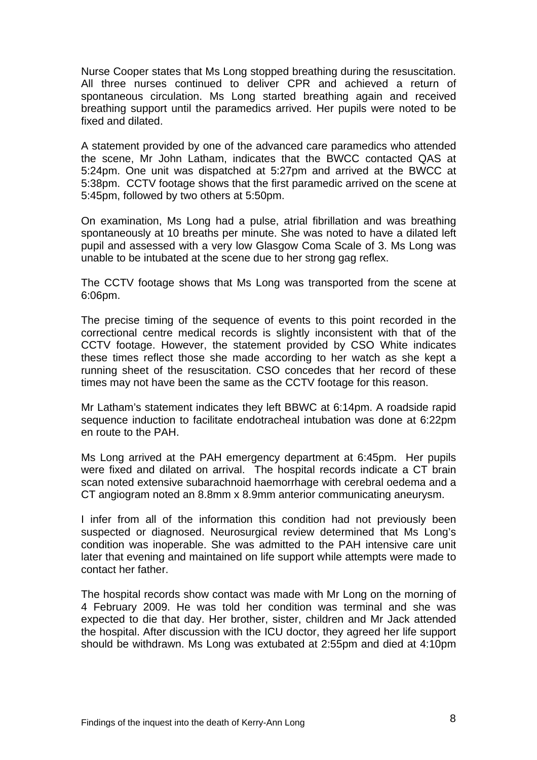Nurse Cooper states that Ms Long stopped breathing during the resuscitation. All three nurses continued to deliver CPR and achieved a return of spontaneous circulation. Ms Long started breathing again and received breathing support until the paramedics arrived. Her pupils were noted to be fixed and dilated.

A statement provided by one of the advanced care paramedics who attended the scene, Mr John Latham, indicates that the BWCC contacted QAS at 5:24pm. One unit was dispatched at 5:27pm and arrived at the BWCC at 5:38pm. CCTV footage shows that the first paramedic arrived on the scene at 5:45pm, followed by two others at 5:50pm.

On examination, Ms Long had a pulse, atrial fibrillation and was breathing spontaneously at 10 breaths per minute. She was noted to have a dilated left pupil and assessed with a very low Glasgow Coma Scale of 3. Ms Long was unable to be intubated at the scene due to her strong gag reflex.

The CCTV footage shows that Ms Long was transported from the scene at 6:06pm.

The precise timing of the sequence of events to this point recorded in the correctional centre medical records is slightly inconsistent with that of the CCTV footage. However, the statement provided by CSO White indicates these times reflect those she made according to her watch as she kept a running sheet of the resuscitation. CSO concedes that her record of these times may not have been the same as the CCTV footage for this reason.

Mr Latham's statement indicates they left BBWC at 6:14pm. A roadside rapid sequence induction to facilitate endotracheal intubation was done at 6:22pm en route to the PAH.

Ms Long arrived at the PAH emergency department at 6:45pm. Her pupils were fixed and dilated on arrival. The hospital records indicate a CT brain scan noted extensive subarachnoid haemorrhage with cerebral oedema and a CT angiogram noted an 8.8mm x 8.9mm anterior communicating aneurysm.

I infer from all of the information this condition had not previously been suspected or diagnosed. Neurosurgical review determined that Ms Long's condition was inoperable. She was admitted to the PAH intensive care unit later that evening and maintained on life support while attempts were made to contact her father.

The hospital records show contact was made with Mr Long on the morning of 4 February 2009. He was told her condition was terminal and she was expected to die that day. Her brother, sister, children and Mr Jack attended the hospital. After discussion with the ICU doctor, they agreed her life support should be withdrawn. Ms Long was extubated at 2:55pm and died at 4:10pm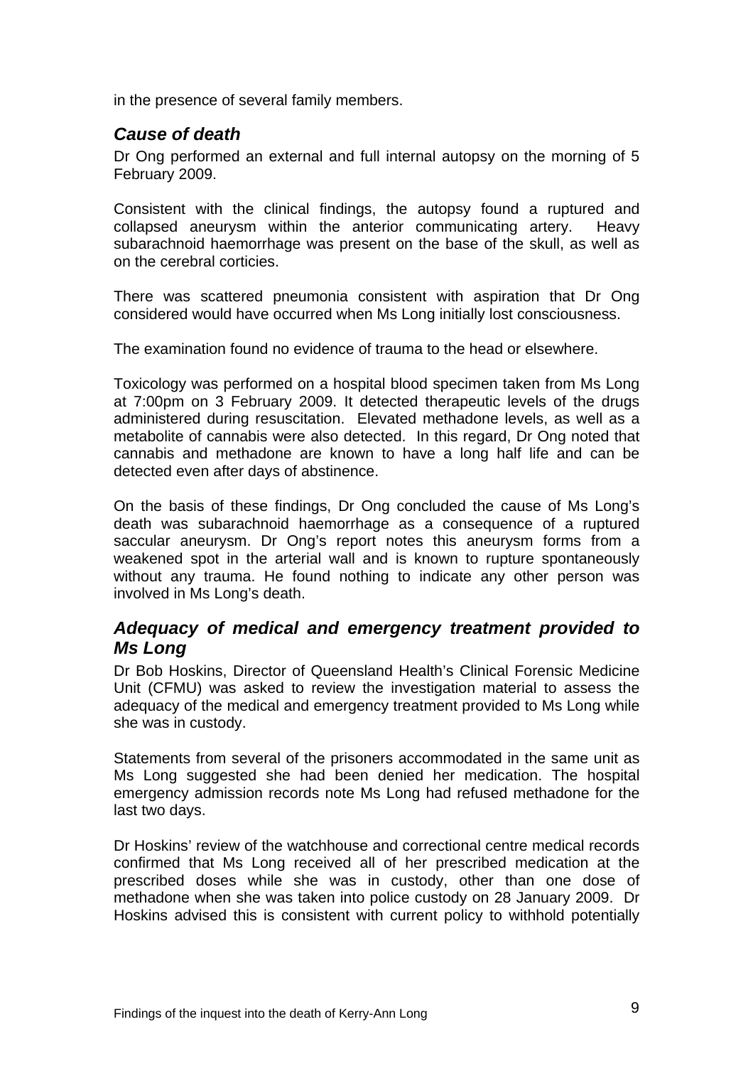in the presence of several family members.

### *Cause of death*

Dr Ong performed an external and full internal autopsy on the morning of 5 February 2009.

Consistent with the clinical findings, the autopsy found a ruptured and collapsed aneurysm within the anterior communicating artery. Heavy subarachnoid haemorrhage was present on the base of the skull, as well as on the cerebral corticies.

There was scattered pneumonia consistent with aspiration that Dr Ong considered would have occurred when Ms Long initially lost consciousness.

The examination found no evidence of trauma to the head or elsewhere.

Toxicology was performed on a hospital blood specimen taken from Ms Long at 7:00pm on 3 February 2009. It detected therapeutic levels of the drugs administered during resuscitation. Elevated methadone levels, as well as a metabolite of cannabis were also detected. In this regard, Dr Ong noted that cannabis and methadone are known to have a long half life and can be detected even after days of abstinence.

On the basis of these findings, Dr Ong concluded the cause of Ms Long's death was subarachnoid haemorrhage as a consequence of a ruptured saccular aneurysm. Dr Ong's report notes this aneurysm forms from a weakened spot in the arterial wall and is known to rupture spontaneously without any trauma. He found nothing to indicate any other person was involved in Ms Long's death.

### *Adequacy of medical and emergency treatment provided to Ms Long*

Dr Bob Hoskins, Director of Queensland Health's Clinical Forensic Medicine Unit (CFMU) was asked to review the investigation material to assess the adequacy of the medical and emergency treatment provided to Ms Long while she was in custody.

Statements from several of the prisoners accommodated in the same unit as Ms Long suggested she had been denied her medication. The hospital emergency admission records note Ms Long had refused methadone for the last two days.

Dr Hoskins' review of the watchhouse and correctional centre medical records confirmed that Ms Long received all of her prescribed medication at the prescribed doses while she was in custody, other than one dose of methadone when she was taken into police custody on 28 January 2009. Dr Hoskins advised this is consistent with current policy to withhold potentially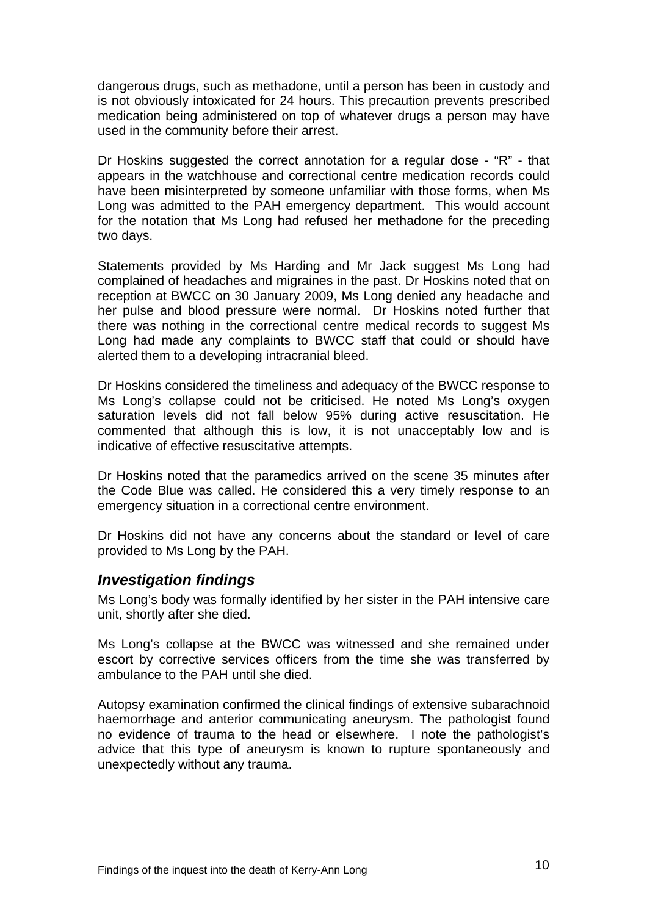dangerous drugs, such as methadone, until a person has been in custody and is not obviously intoxicated for 24 hours. This precaution prevents prescribed medication being administered on top of whatever drugs a person may have used in the community before their arrest.

Dr Hoskins suggested the correct annotation for a regular dose - "R" - that appears in the watchhouse and correctional centre medication records could have been misinterpreted by someone unfamiliar with those forms, when Ms Long was admitted to the PAH emergency department. This would account for the notation that Ms Long had refused her methadone for the preceding two days.

Statements provided by Ms Harding and Mr Jack suggest Ms Long had complained of headaches and migraines in the past. Dr Hoskins noted that on reception at BWCC on 30 January 2009, Ms Long denied any headache and her pulse and blood pressure were normal. Dr Hoskins noted further that there was nothing in the correctional centre medical records to suggest Ms Long had made any complaints to BWCC staff that could or should have alerted them to a developing intracranial bleed.

Dr Hoskins considered the timeliness and adequacy of the BWCC response to Ms Long's collapse could not be criticised. He noted Ms Long's oxygen saturation levels did not fall below 95% during active resuscitation. He commented that although this is low, it is not unacceptably low and is indicative of effective resuscitative attempts.

Dr Hoskins noted that the paramedics arrived on the scene 35 minutes after the Code Blue was called. He considered this a very timely response to an emergency situation in a correctional centre environment.

Dr Hoskins did not have any concerns about the standard or level of care provided to Ms Long by the PAH.

### *Investigation findings*

Ms Long's body was formally identified by her sister in the PAH intensive care unit, shortly after she died.

Ms Long's collapse at the BWCC was witnessed and she remained under escort by corrective services officers from the time she was transferred by ambulance to the PAH until she died.

Autopsy examination confirmed the clinical findings of extensive subarachnoid haemorrhage and anterior communicating aneurysm. The pathologist found no evidence of trauma to the head or elsewhere. I note the pathologist's advice that this type of aneurysm is known to rupture spontaneously and unexpectedly without any trauma.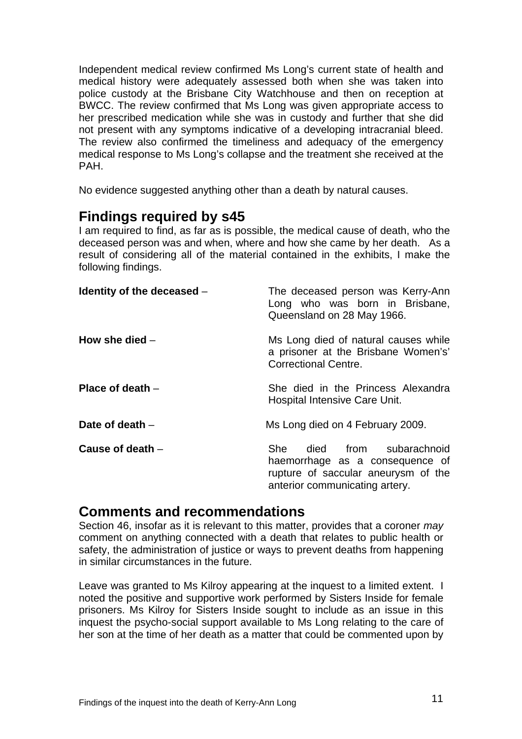Independent medical review confirmed Ms Long's current state of health and medical history were adequately assessed both when she was taken into police custody at the Brisbane City Watchhouse and then on reception at BWCC. The review confirmed that Ms Long was given appropriate access to her prescribed medication while she was in custody and further that she did not present with any symptoms indicative of a developing intracranial bleed. The review also confirmed the timeliness and adequacy of the emergency medical response to Ms Long's collapse and the treatment she received at the PAH.

No evidence suggested anything other than a death by natural causes.

## Findings required by s45

I am required to find, as far as is possible, the medical cause of death, who the deceased person was and when, where and how she came by her death. As a result of considering all of the material contained in the exhibits, I make the following findings.

**Identity of the deceased** – The deceased person was Kerry-Ann Long who was born in Brisbane, Queensland on 28 May 1966.

**How she died** – Ms Long died of natural causes while a prisoner at the Brisbane Women's' Correctional Centre.

**Place of death** – She died in the Princess Alexandra Hospital Intensive Care Unit.

**Date of death** – Ms Long died on 4 February 2009.

**Cause of death** – She died from subarachnoid haemorrhage as a consequence of rupture of saccular aneurysm of the anterior communicating artery.

## Comments and recommendations

Section 46, insofar as it is relevant to this matter, provides that a coroner *may* comment on anything connected with a death that relates to public health or safety, the administration of justice or ways to prevent deaths from happening in similar circumstances in the future.

Leave was granted to Ms Kilroy appearing at the inquest to a limited extent. I noted the positive and supportive work performed by Sisters Inside for female prisoners. Ms Kilroy for Sisters Inside sought to include as an issue in this inquest the psycho-social support available to Ms Long relating to the care of her son at the time of her death as a matter that could be commented upon by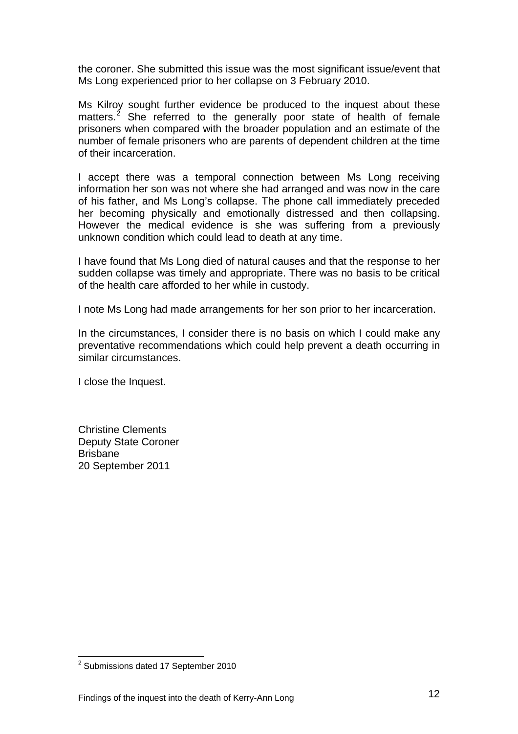the coroner. She submitted this issue was the most significant issue/event that Ms Long experienced prior to her collapse on 3 February 2010.

Ms Kilroy sought further evidence be produced to the inquest about these matters.[2] She referred to the generally poor state of health of female prisoners when compared with the broader population and an estimate of the number of female prisoners who are parents of dependent children at the time of their incarceration.

I accept there was a temporal connection between Ms Long receiving information her son was not where she had arranged and was now in the care of his father, and Ms Long's collapse. The phone call immediately preceded her becoming physically and emotionally distressed and then collapsing. However the medical evidence is she was suffering from a previously unknown condition which could lead to death at any time.

I have found that Ms Long died of natural causes and that the response to her sudden collapse was timely and appropriate. There was no basis to be critical of the health care afforded to her while in custody.

I note Ms Long had made arrangements for her son prior to her incarceration.

In the circumstances, I consider there is no basis on which I could make any preventative recommendations which could help prevent a death occurring in similar circumstances.

I close the Inquest.

Christine Clements
Deputy State Coroner
Brisbane
20 September 2011

[2] Submissions dated 17 September 2010